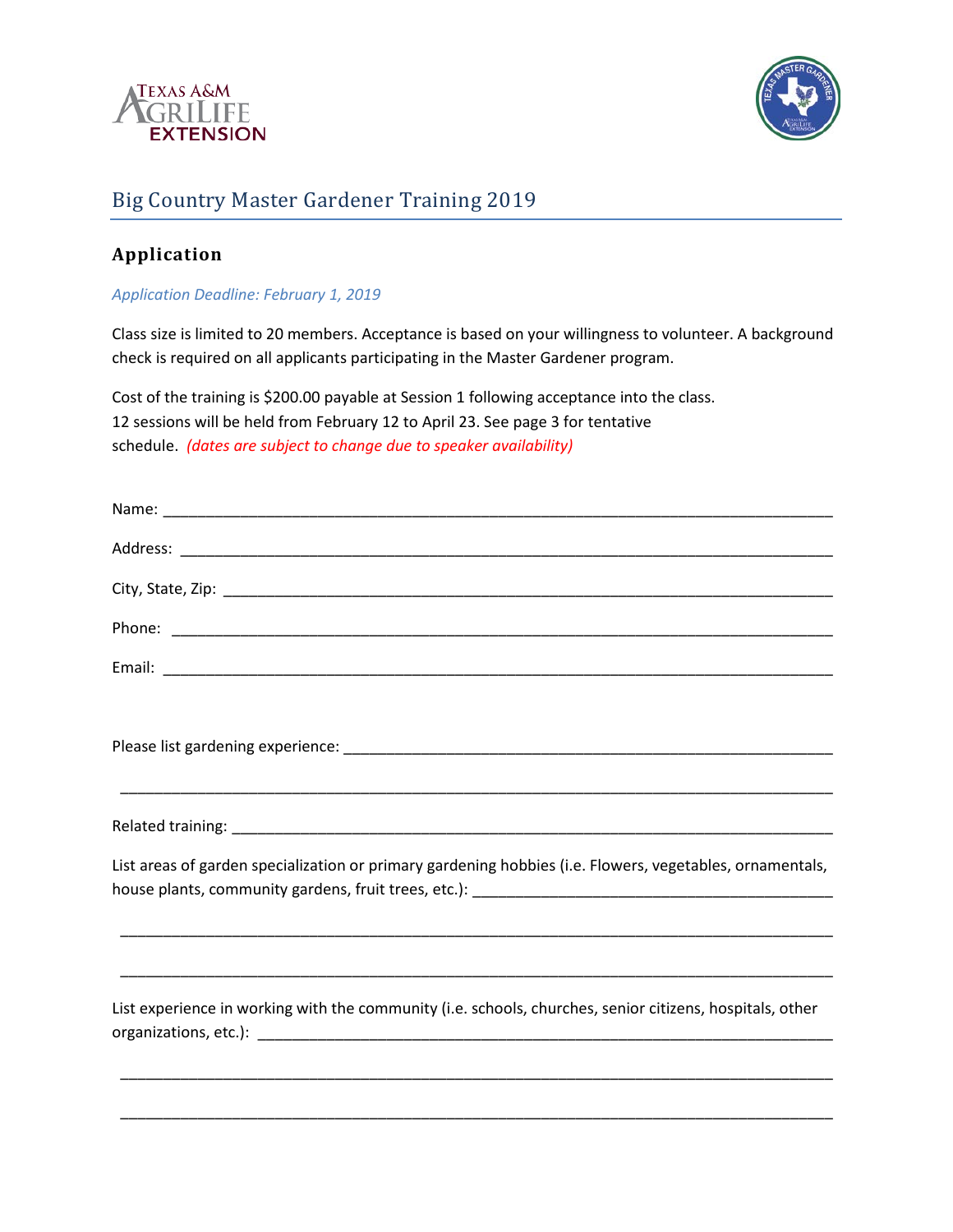# Big Country Master Gardener Training 2019

## Application

*Application Deadline: February 1, 2019*

Class size is limited to 20 members. Acceptance is based on your willingness to volunteer. A background check is required on all applicants participating in the Master Gardener program.

Cost of the training is $200.00 payable at Session 1 following acceptance into the class. 12 sessions will be held from February 12 to April 23. See page 3 for tentative schedule. *(dates are subject to change due to speaker availability)*

Name: ______________________________________________________________________________

Address: ____________________________________________________________________________

City, State, Zip: _______________________________________________________________________

Phone: _____________________________________________________________________________

Email: ______________________________________________________________________________

Please list gardening experience: ________________________________________________________

_____________________________________________________________________________________

Related training: ______________________________________________________________________

List areas of garden specialization or primary gardening hobbies (i.e. Flowers, vegetables, ornamentals, house plants, community gardens, fruit trees, etc.): ________________________________________

_____________________________________________________________________________________

_____________________________________________________________________________________

List experience in working with the community (i.e. schools, churches, senior citizens, hospitals, other organizations, etc.): __________________________________________________________________

_____________________________________________________________________________________

_____________________________________________________________________________________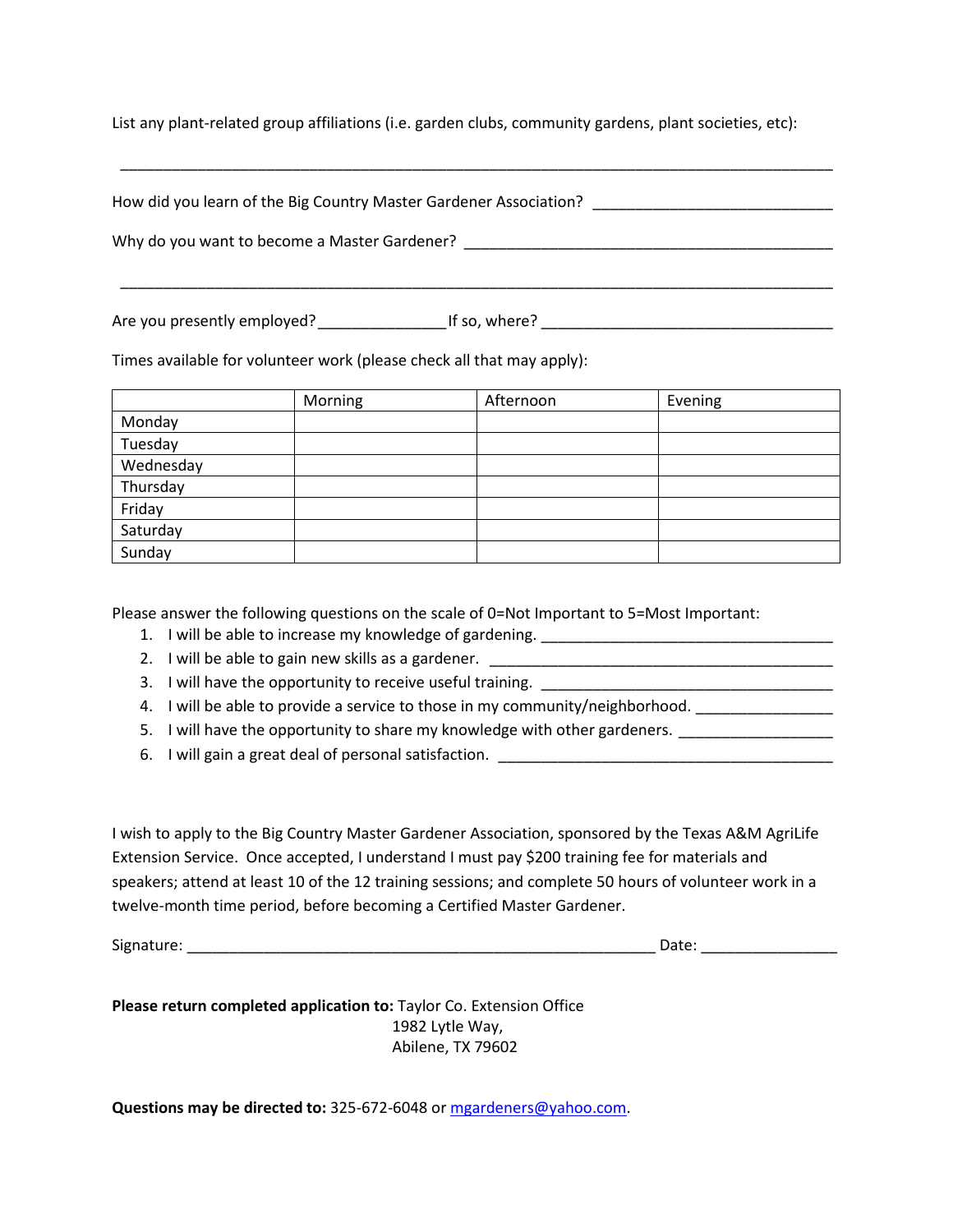List any plant-related group affiliations (i.e. garden clubs, community gardens, plant societies, etc):

______________________________________________________________________________

How did you learn of the Big Country Master Gardener Association? ___________________________

Why do you want to become a Master Gardener? ________________________________________

______________________________________________________________________________

Are you presently employed?______________If so, where? ________________________________

Times available for volunteer work (please check all that may apply):

| | Morning | Afternoon | Evening |
|---|---|---|---|
| Monday | | | |
| Tuesday | | | |
| Wednesday | | | |
| Thursday | | | |
| Friday | | | |
| Saturday | | | |
| Sunday | | | |

Please answer the following questions on the scale of 0=Not Important to 5=Most Important:

1. I will be able to increase my knowledge of gardening. _________________________________
2. I will be able to gain new skills as a gardener. ______________________________________
3. I will have the opportunity to receive useful training. _________________________________
4. I will be able to provide a service to those in my community/neighborhood. _______________
5. I will have the opportunity to share my knowledge with other gardeners. _________________
6. I will gain a great deal of personal satisfaction. _____________________________________

I wish to apply to the Big Country Master Gardener Association, sponsored by the Texas A&M AgriLife Extension Service. Once accepted, I understand I must pay $200 training fee for materials and speakers; attend at least 10 of the 12 training sessions; and complete 50 hours of volunteer work in a twelve-month time period, before becoming a Certified Master Gardener.

Signature: ______________________________________________________ Date: _______________

**Please return completed application to:** Taylor Co. Extension Office
1982 Lytle Way,
Abilene, TX 79602

**Questions may be directed to:** 325-672-6048 or mgardeners@yahoo.com.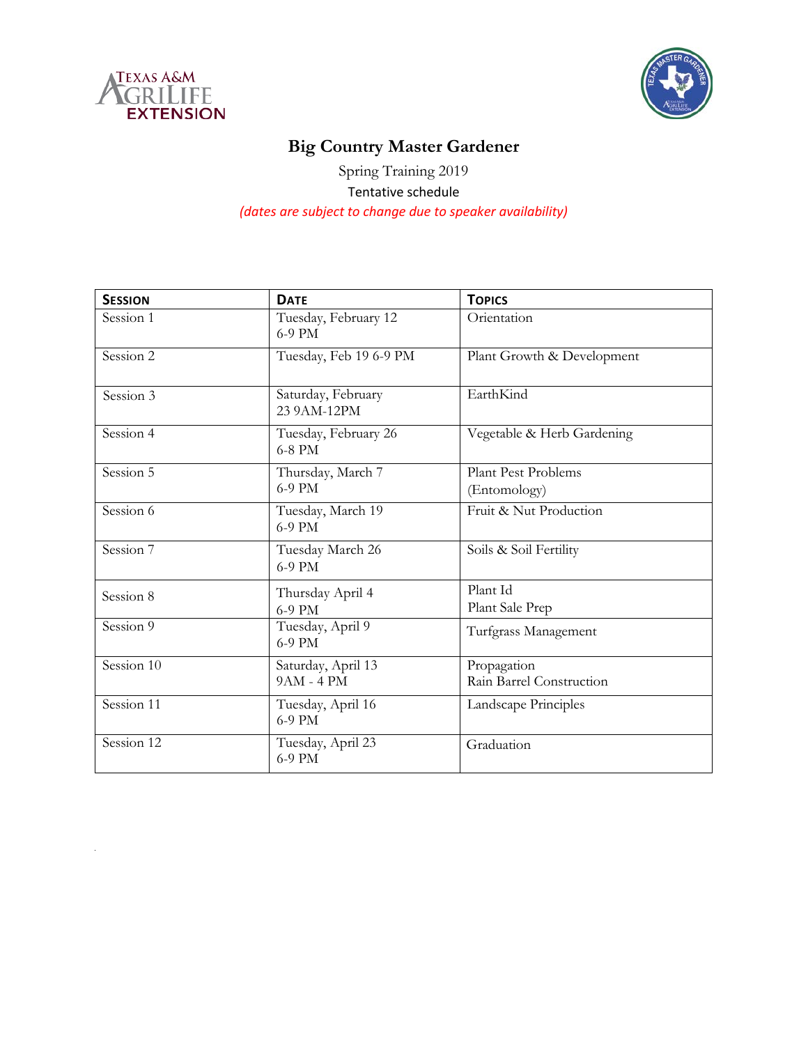# Big Country Master Gardener

Spring Training 2019

Tentative schedule

*(dates are subject to change due to speaker availability)*

| **SESSION** | **DATE** | **TOPICS** |
|---|---|---|
| Session 1 | Tuesday, February 12 6-9 PM | Orientation |
| Session 2 | Tuesday, Feb 19 6-9 PM | Plant Growth & Development |
| Session 3 | Saturday, February 23 9AM-12PM | EarthKind |
| Session 4 | Tuesday, February 26 6-8 PM | Vegetable & Herb Gardening |
| Session 5 | Thursday, March 7 6-9 PM | Plant Pest Problems (Entomology) |
| Session 6 | Tuesday, March 19 6-9 PM | Fruit & Nut Production |
| Session 7 | Tuesday March 26 6-9 PM | Soils & Soil Fertility |
| Session 8 | Thursday April 4 6-9 PM | Plant Id Plant Sale Prep |
| Session 9 | Tuesday, April 9 6-9 PM | Turfgrass Management |
| Session 10 | Saturday, April 13 9AM - 4 PM | Propagation Rain Barrel Construction |
| Session 11 | Tuesday, April 16 6-9 PM | Landscape Principles |
| Session 12 | Tuesday, April 23 6-9 PM | Graduation |